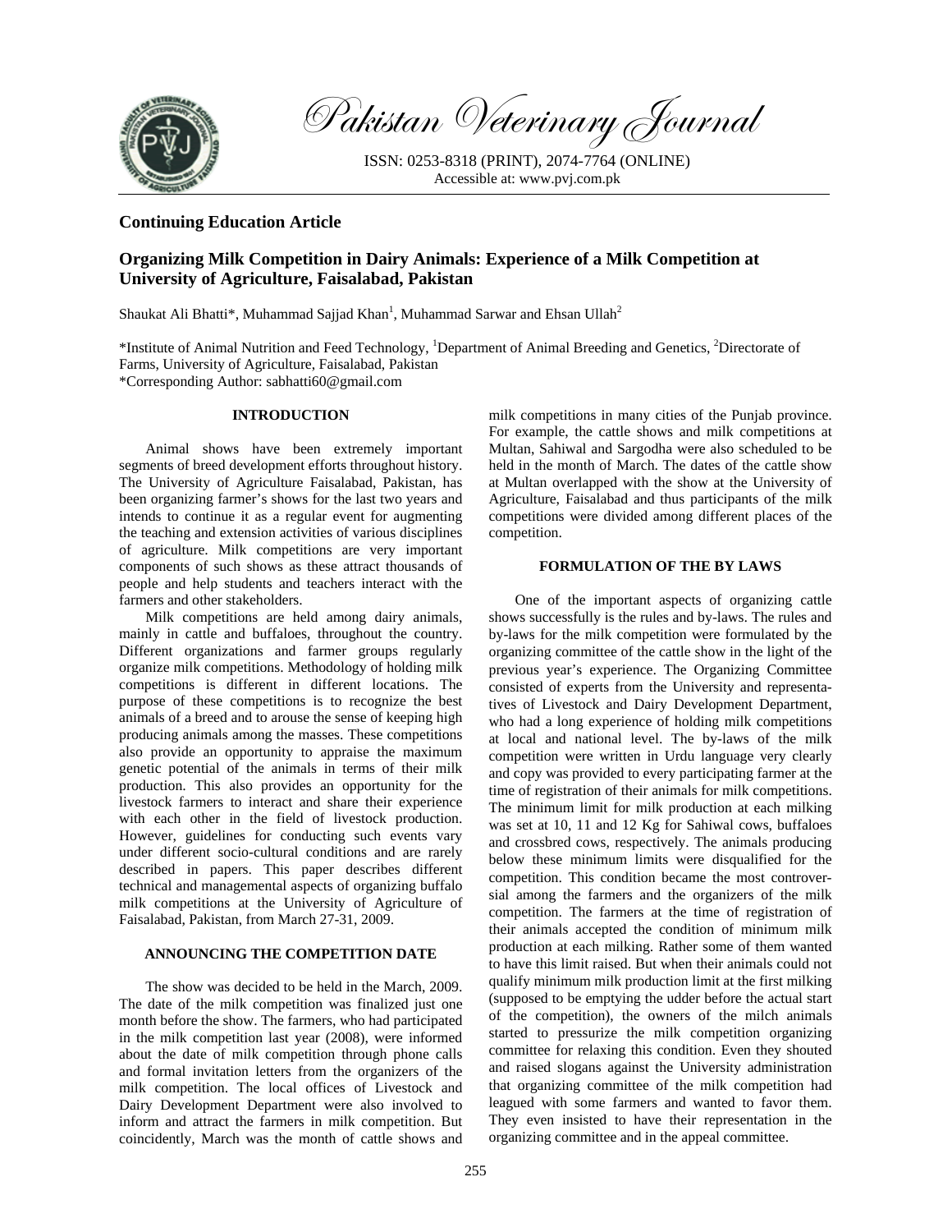Pakistan Veterinary Journal

ISSN: 0253-8318 (PRINT), 2074-7764 (ONLINE)
Accessible at: www.pvj.com.pk

## Continuing Education Article

# Organizing Milk Competition in Dairy Animals: Experience of a Milk Competition at University of Agriculture, Faisalabad, Pakistan

Shaukat Ali Bhatti*, Muhammad Sajjad Khan[1], Muhammad Sarwar and Ehsan Ullah[2]

*Institute of Animal Nutrition and Feed Technology, [1]Department of Animal Breeding and Genetics, [2]Directorate of Farms, University of Agriculture, Faisalabad, Pakistan
*Corresponding Author: sabhatti60@gmail.com

## INTRODUCTION

Animal shows have been extremely important segments of breed development efforts throughout history. The University of Agriculture Faisalabad, Pakistan, has been organizing farmer's shows for the last two years and intends to continue it as a regular event for augmenting the teaching and extension activities of various disciplines of agriculture. Milk competitions are very important components of such shows as these attract thousands of people and help students and teachers interact with the farmers and other stakeholders.

Milk competitions are held among dairy animals, mainly in cattle and buffaloes, throughout the country. Different organizations and farmer groups regularly organize milk competitions. Methodology of holding milk competitions is different in different locations. The purpose of these competitions is to recognize the best animals of a breed and to arouse the sense of keeping high producing animals among the masses. These competitions also provide an opportunity to appraise the maximum genetic potential of the animals in terms of their milk production. This also provides an opportunity for the livestock farmers to interact and share their experience with each other in the field of livestock production. However, guidelines for conducting such events vary under different socio-cultural conditions and are rarely described in papers. This paper describes different technical and managemental aspects of organizing buffalo milk competitions at the University of Agriculture of Faisalabad, Pakistan, from March 27-31, 2009.

## ANNOUNCING THE COMPETITION DATE

The show was decided to be held in the March, 2009. The date of the milk competition was finalized just one month before the show. The farmers, who had participated in the milk competition last year (2008), were informed about the date of milk competition through phone calls and formal invitation letters from the organizers of the milk competition. The local offices of Livestock and Dairy Development Department were also involved to inform and attract the farmers in milk competition. But coincidently, March was the month of cattle shows and milk competitions in many cities of the Punjab province. For example, the cattle shows and milk competitions at Multan, Sahiwal and Sargodha were also scheduled to be held in the month of March. The dates of the cattle show at Multan overlapped with the show at the University of Agriculture, Faisalabad and thus participants of the milk competitions were divided among different places of the competition.

## FORMULATION OF THE BY LAWS

One of the important aspects of organizing cattle shows successfully is the rules and by-laws. The rules and by-laws for the milk competition were formulated by the organizing committee of the cattle show in the light of the previous year's experience. The Organizing Committee consisted of experts from the University and representatives of Livestock and Dairy Development Department, who had a long experience of holding milk competitions at local and national level. The by-laws of the milk competition were written in Urdu language very clearly and copy was provided to every participating farmer at the time of registration of their animals for milk competitions. The minimum limit for milk production at each milking was set at 10, 11 and 12 Kg for Sahiwal cows, buffaloes and crossbred cows, respectively. The animals producing below these minimum limits were disqualified for the competition. This condition became the most controversial among the farmers and the organizers of the milk competition. The farmers at the time of registration of their animals accepted the condition of minimum milk production at each milking. Rather some of them wanted to have this limit raised. But when their animals could not qualify minimum milk production limit at the first milking (supposed to be emptying the udder before the actual start of the competition), the owners of the milch animals started to pressurize the milk competition organizing committee for relaxing this condition. Even they shouted and raised slogans against the University administration that organizing committee of the milk competition had leagued with some farmers and wanted to favor them. They even insisted to have their representation in the organizing committee and in the appeal committee.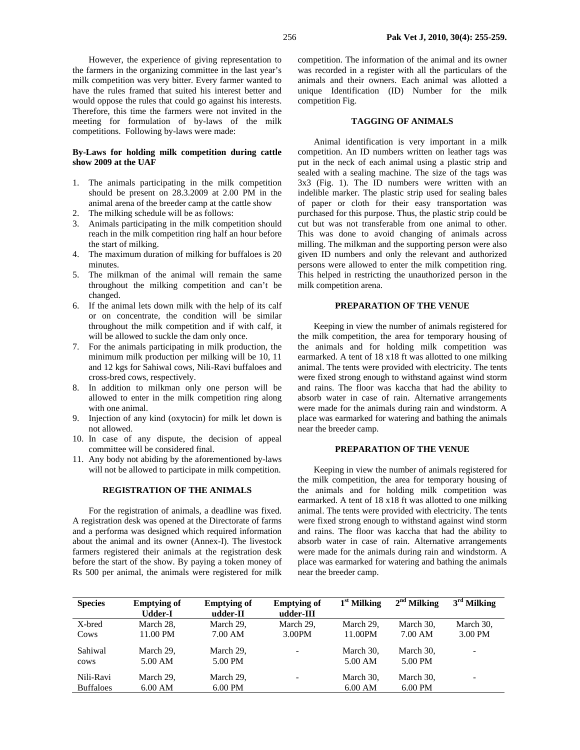However, the experience of giving representation to the farmers in the organizing committee in the last year's milk competition was very bitter. Every farmer wanted to have the rules framed that suited his interest better and would oppose the rules that could go against his interests. Therefore, this time the farmers were not invited in the meeting for formulation of by-laws of the milk competitions. Following by-laws were made:

**By-Laws for holding milk competition during cattle show 2009 at the UAF**

1. The animals participating in the milk competition should be present on 28.3.2009 at 2.00 PM in the animal arena of the breeder camp at the cattle show
2. The milking schedule will be as follows:
3. Animals participating in the milk competition should reach in the milk competition ring half an hour before the start of milking.
4. The maximum duration of milking for buffaloes is 20 minutes.
5. The milkman of the animal will remain the same throughout the milking competition and can't be changed.
6. If the animal lets down milk with the help of its calf or on concentrate, the condition will be similar throughout the milk competition and if with calf, it will be allowed to suckle the dam only once.
7. For the animals participating in milk production, the minimum milk production per milking will be 10, 11 and 12 kgs for Sahiwal cows, Nili-Ravi buffaloes and cross-bred cows, respectively.
8. In addition to milkman only one person will be allowed to enter in the milk competition ring along with one animal.
9. Injection of any kind (oxytocin) for milk let down is not allowed.
10. In case of any dispute, the decision of appeal committee will be considered final.
11. Any body not abiding by the aforementioned by-laws will not be allowed to participate in milk competition.

## REGISTRATION OF THE ANIMALS

For the registration of animals, a deadline was fixed. A registration desk was opened at the Directorate of farms and a performa was designed which required information about the animal and its owner (Annex-I). The livestock farmers registered their animals at the registration desk before the start of the show. By paying a token money of Rs 500 per animal, the animals were registered for milk competition. The information of the animal and its owner was recorded in a register with all the particulars of the animals and their owners. Each animal was allotted a unique Identification (ID) Number for the milk competition Fig.

## TAGGING OF ANIMALS

Animal identification is very important in a milk competition. An ID numbers written on leather tags was put in the neck of each animal using a plastic strip and sealed with a sealing machine. The size of the tags was 3x3 (Fig. 1). The ID numbers were written with an indelible marker. The plastic strip used for sealing bales of paper or cloth for their easy transportation was purchased for this purpose. Thus, the plastic strip could be cut but was not transferable from one animal to other. This was done to avoid changing of animals across milling. The milkman and the supporting person were also given ID numbers and only the relevant and authorized persons were allowed to enter the milk competition ring. This helped in restricting the unauthorized person in the milk competition arena.

## PREPARATION OF THE VENUE

Keeping in view the number of animals registered for the milk competition, the area for temporary housing of the animals and for holding milk competition was earmarked. A tent of 18 x18 ft was allotted to one milking animal. The tents were provided with electricity. The tents were fixed strong enough to withstand against wind storm and rains. The floor was kaccha that had the ability to absorb water in case of rain. Alternative arrangements were made for the animals during rain and windstorm. A place was earmarked for watering and bathing the animals near the breeder camp.

## PREPARATION OF THE VENUE

Keeping in view the number of animals registered for the milk competition, the area for temporary housing of the animals and for holding milk competition was earmarked. A tent of 18 x18 ft was allotted to one milking animal. The tents were provided with electricity. The tents were fixed strong enough to withstand against wind storm and rains. The floor was kaccha that had the ability to absorb water in case of rain. Alternative arrangements were made for the animals during rain and windstorm. A place was earmarked for watering and bathing the animals near the breeder camp.

| Species | Emptying of Udder-I | Emptying of udder-II | Emptying of udder-III | 1st Milking | 2nd Milking | 3rd Milking |
|---|---|---|---|---|---|---|
| X-bred Cows | March 28, 11.00 PM | March 29, 7.00 AM | March 29, 3.00PM | March 29, 11.00PM | March 30, 7.00 AM | March 30, 3.00 PM |
| Sahiwal cows | March 29, 5.00 AM | March 29, 5.00 PM | - | March 30, 5.00 AM | March 30, 5.00 PM | - |
| Nili-Ravi Buffaloes | March 29, 6.00 AM | March 29, 6.00 PM | - | March 30, 6.00 AM | March 30, 6.00 PM | - |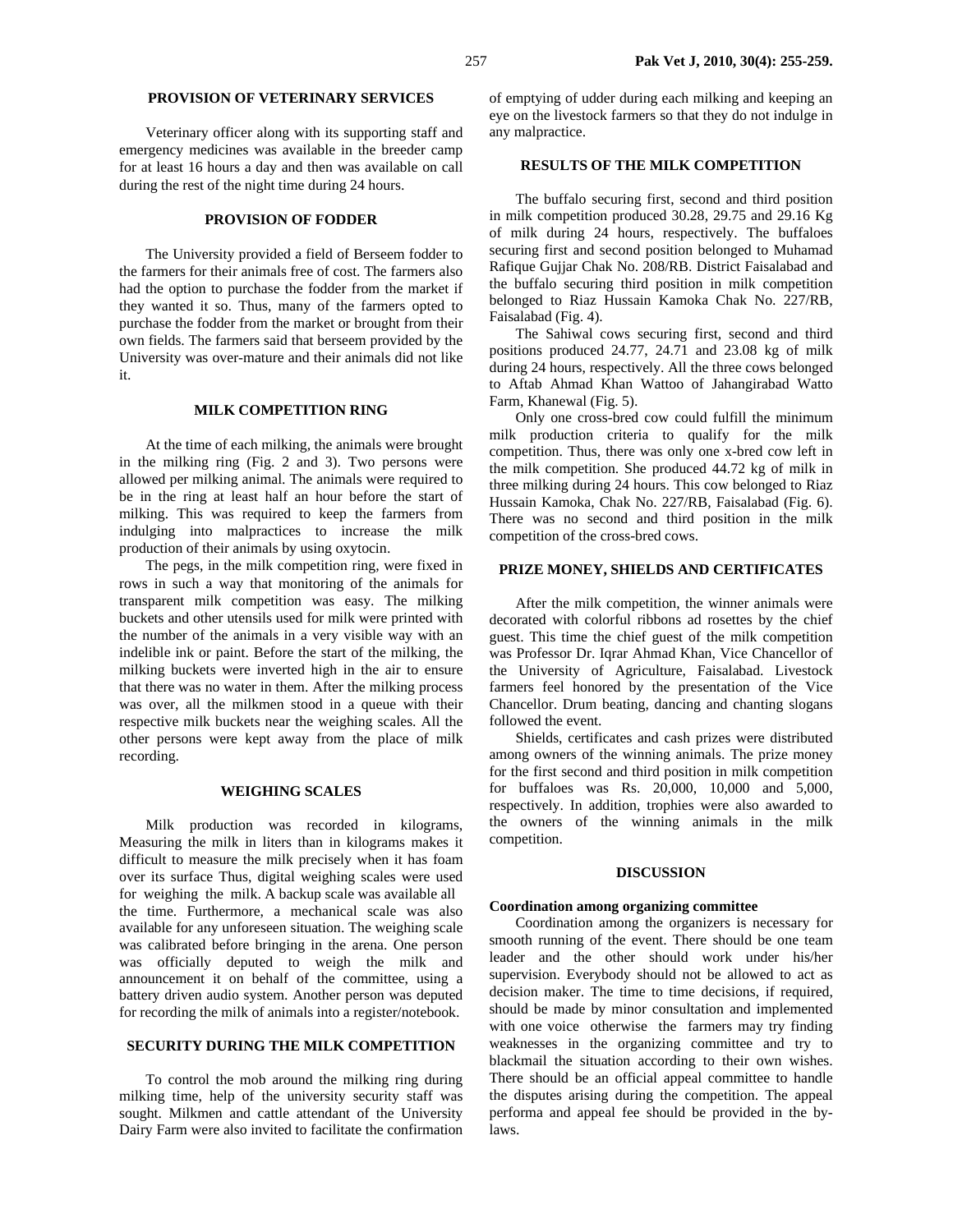## PROVISION OF VETERINARY SERVICES

Veterinary officer along with its supporting staff and emergency medicines was available in the breeder camp for at least 16 hours a day and then was available on call during the rest of the night time during 24 hours.

## PROVISION OF FODDER

The University provided a field of Berseem fodder to the farmers for their animals free of cost. The farmers also had the option to purchase the fodder from the market if they wanted it so. Thus, many of the farmers opted to purchase the fodder from the market or brought from their own fields. The farmers said that berseem provided by the University was over-mature and their animals did not like it.

## MILK COMPETITION RING

At the time of each milking, the animals were brought in the milking ring (Fig. 2 and 3). Two persons were allowed per milking animal. The animals were required to be in the ring at least half an hour before the start of milking. This was required to keep the farmers from indulging into malpractices to increase the milk production of their animals by using oxytocin.

The pegs, in the milk competition ring, were fixed in rows in such a way that monitoring of the animals for transparent milk competition was easy. The milking buckets and other utensils used for milk were printed with the number of the animals in a very visible way with an indelible ink or paint. Before the start of the milking, the milking buckets were inverted high in the air to ensure that there was no water in them. After the milking process was over, all the milkmen stood in a queue with their respective milk buckets near the weighing scales. All the other persons were kept away from the place of milk recording.

## WEIGHING SCALES

Milk production was recorded in kilograms, Measuring the milk in liters than in kilograms makes it difficult to measure the milk precisely when it has foam over its surface Thus, digital weighing scales were used for weighing the milk. A backup scale was available all the time. Furthermore, a mechanical scale was also available for any unforeseen situation. The weighing scale was calibrated before bringing in the arena. One person was officially deputed to weigh the milk and announcement it on behalf of the committee, using a battery driven audio system. Another person was deputed for recording the milk of animals into a register/notebook.

## SECURITY DURING THE MILK COMPETITION

To control the mob around the milking ring during milking time, help of the university security staff was sought. Milkmen and cattle attendant of the University Dairy Farm were also invited to facilitate the confirmation of emptying of udder during each milking and keeping an eye on the livestock farmers so that they do not indulge in any malpractice.

## RESULTS OF THE MILK COMPETITION

The buffalo securing first, second and third position in milk competition produced 30.28, 29.75 and 29.16 Kg of milk during 24 hours, respectively. The buffaloes securing first and second position belonged to Muhamad Rafique Gujjar Chak No. 208/RB. District Faisalabad and the buffalo securing third position in milk competition belonged to Riaz Hussain Kamoka Chak No. 227/RB, Faisalabad (Fig. 4).

The Sahiwal cows securing first, second and third positions produced 24.77, 24.71 and 23.08 kg of milk during 24 hours, respectively. All the three cows belonged to Aftab Ahmad Khan Wattoo of Jahangirabad Watto Farm, Khanewal (Fig. 5).

Only one cross-bred cow could fulfill the minimum milk production criteria to qualify for the milk competition. Thus, there was only one x-bred cow left in the milk competition. She produced 44.72 kg of milk in three milking during 24 hours. This cow belonged to Riaz Hussain Kamoka, Chak No. 227/RB, Faisalabad (Fig. 6). There was no second and third position in the milk competition of the cross-bred cows.

## PRIZE MONEY, SHIELDS AND CERTIFICATES

After the milk competition, the winner animals were decorated with colorful ribbons ad rosettes by the chief guest. This time the chief guest of the milk competition was Professor Dr. Iqrar Ahmad Khan, Vice Chancellor of the University of Agriculture, Faisalabad. Livestock farmers feel honored by the presentation of the Vice Chancellor. Drum beating, dancing and chanting slogans followed the event.

Shields, certificates and cash prizes were distributed among owners of the winning animals. The prize money for the first second and third position in milk competition for buffaloes was Rs. 20,000, 10,000 and 5,000, respectively. In addition, trophies were also awarded to the owners of the winning animals in the milk competition.

## DISCUSSION

### Coordination among organizing committee

Coordination among the organizers is necessary for smooth running of the event. There should be one team leader and the other should work under his/her supervision. Everybody should not be allowed to act as decision maker. The time to time decisions, if required, should be made by minor consultation and implemented with one voice otherwise the farmers may try finding weaknesses in the organizing committee and try to blackmail the situation according to their own wishes. There should be an official appeal committee to handle the disputes arising during the competition. The appeal performa and appeal fee should be provided in the by-laws.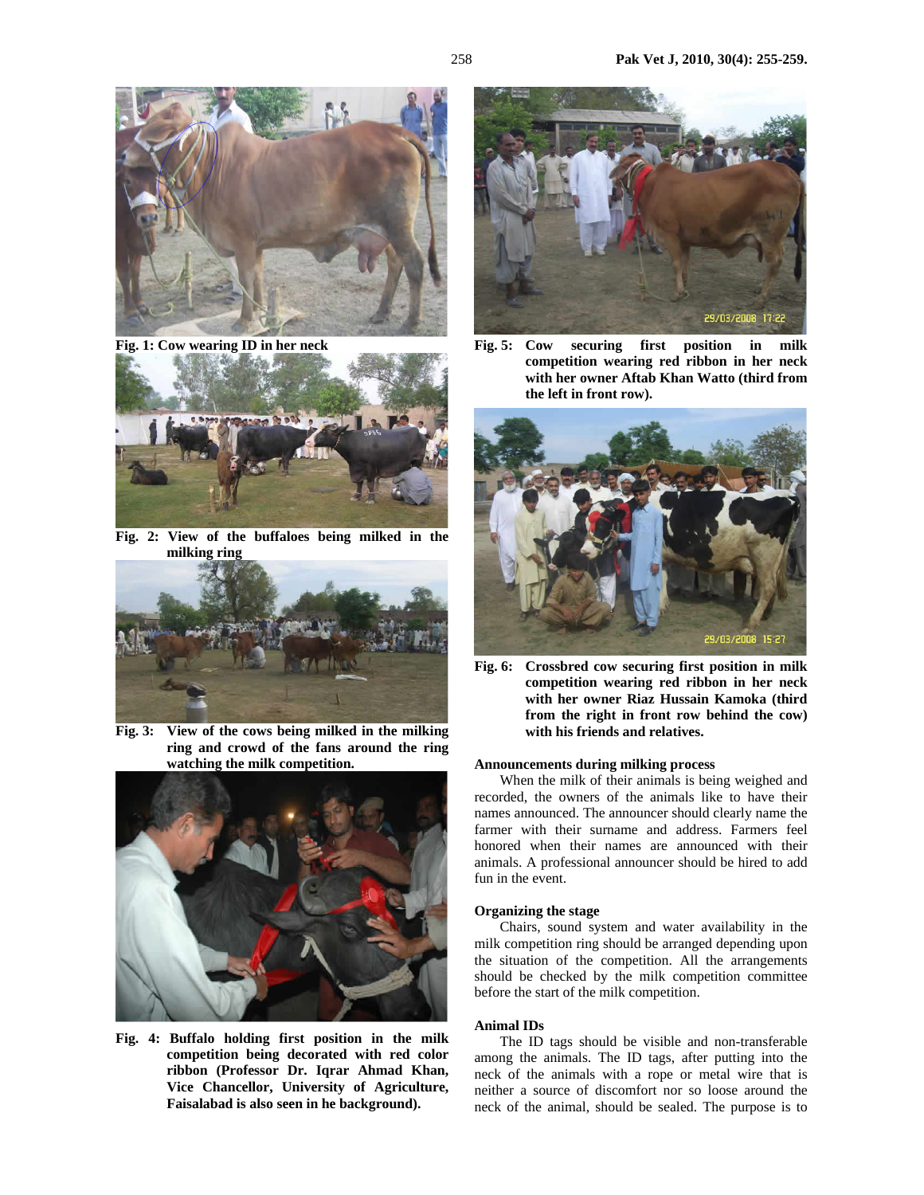Fig. 1: Cow wearing ID in her neck

Fig. 2: View of the buffaloes being milked in the milking ring

Fig. 3: View of the cows being milked in the milking ring and crowd of the fans around the ring watching the milk competition.

Fig. 4: Buffalo holding first position in the milk competition being decorated with red color ribbon (Professor Dr. Iqrar Ahmad Khan, Vice Chancellor, University of Agriculture, Faisalabad is also seen in he background).

Fig. 5: Cow securing first position in milk competition wearing red ribbon in her neck with her owner Aftab Khan Watto (third from the left in front row).

Fig. 6: Crossbred cow securing first position in milk competition wearing red ribbon in her neck with her owner Riaz Hussain Kamoka (third from the right in front row behind the cow) with his friends and relatives.

### Announcements during milking process

When the milk of their animals is being weighed and recorded, the owners of the animals like to have their names announced. The announcer should clearly name the farmer with their surname and address. Farmers feel honored when their names are announced with their animals. A professional announcer should be hired to add fun in the event.

### Organizing the stage

Chairs, sound system and water availability in the milk competition ring should be arranged depending upon the situation of the competition. All the arrangements should be checked by the milk competition committee before the start of the milk competition.

### Animal IDs

The ID tags should be visible and non-transferable among the animals. The ID tags, after putting into the neck of the animals with a rope or metal wire that is neither a source of discomfort nor so loose around the neck of the animal, should be sealed. The purpose is to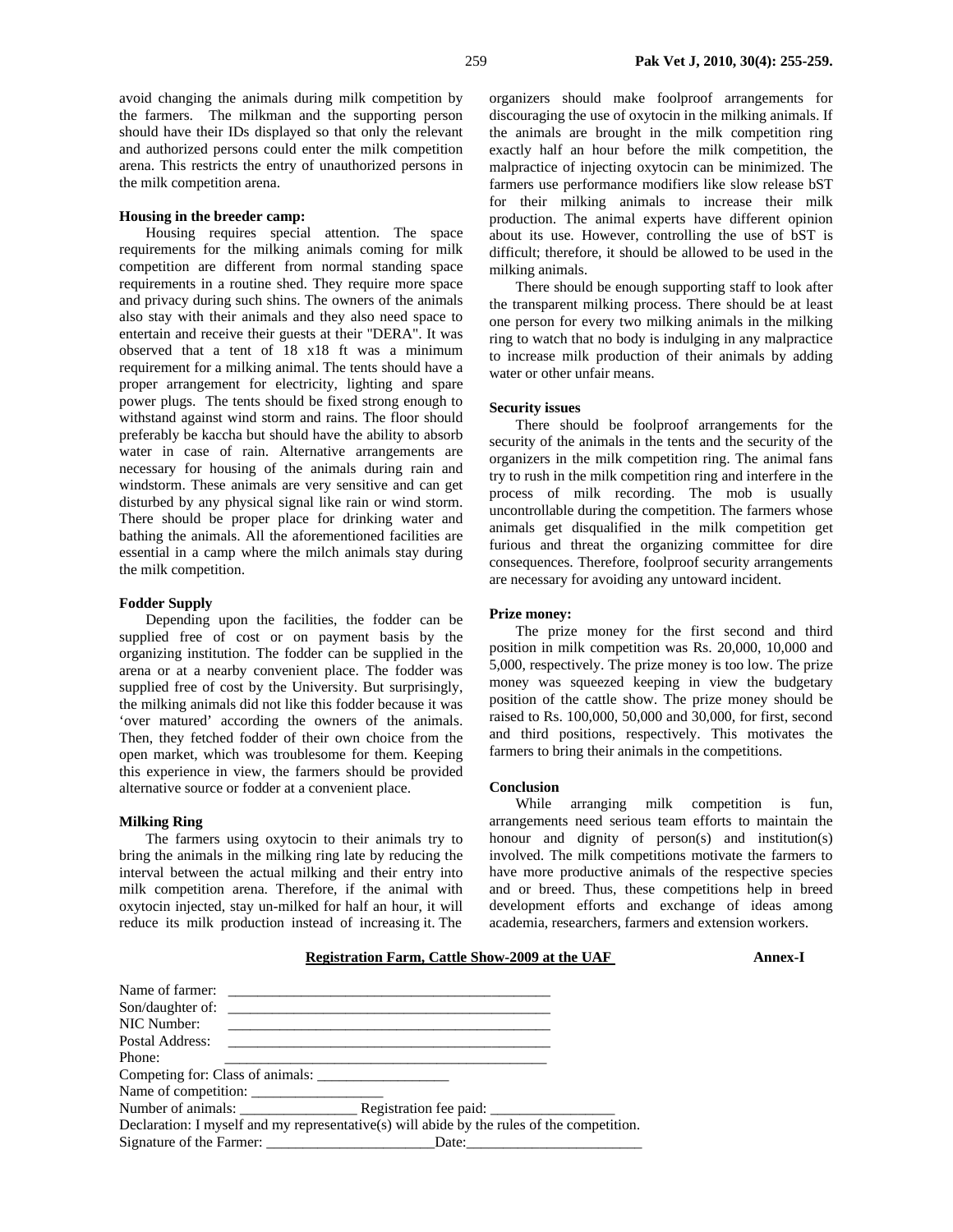avoid changing the animals during milk competition by the farmers. The milkman and the supporting person should have their IDs displayed so that only the relevant and authorized persons could enter the milk competition arena. This restricts the entry of unauthorized persons in the milk competition arena.

**Housing in the breeder camp:**

Housing requires special attention. The space requirements for the milking animals coming for milk competition are different from normal standing space requirements in a routine shed. They require more space and privacy during such shins. The owners of the animals also stay with their animals and they also need space to entertain and receive their guests at their "DERA". It was observed that a tent of 18 x18 ft was a minimum requirement for a milking animal. The tents should have a proper arrangement for electricity, lighting and spare power plugs. The tents should be fixed strong enough to withstand against wind storm and rains. The floor should preferably be kaccha but should have the ability to absorb water in case of rain. Alternative arrangements are necessary for housing of the animals during rain and windstorm. These animals are very sensitive and can get disturbed by any physical signal like rain or wind storm. There should be proper place for drinking water and bathing the animals. All the aforementioned facilities are essential in a camp where the milch animals stay during the milk competition.

**Fodder Supply**

Depending upon the facilities, the fodder can be supplied free of cost or on payment basis by the organizing institution. The fodder can be supplied in the arena or at a nearby convenient place. The fodder was supplied free of cost by the University. But surprisingly, the milking animals did not like this fodder because it was 'over matured' according the owners of the animals. Then, they fetched fodder of their own choice from the open market, which was troublesome for them. Keeping this experience in view, the farmers should be provided alternative source or fodder at a convenient place.

**Milking Ring**

The farmers using oxytocin to their animals try to bring the animals in the milking ring late by reducing the interval between the actual milking and their entry into milk competition arena. Therefore, if the animal with oxytocin injected, stay un-milked for half an hour, it will reduce its milk production instead of increasing it. The organizers should make foolproof arrangements for discouraging the use of oxytocin in the milking animals. If the animals are brought in the milk competition ring exactly half an hour before the milk competition, the malpractice of injecting oxytocin can be minimized. The farmers use performance modifiers like slow release bST for their milking animals to increase their milk production. The animal experts have different opinion about its use. However, controlling the use of bST is difficult; therefore, it should be allowed to be used in the milking animals.

There should be enough supporting staff to look after the transparent milking process. There should be at least one person for every two milking animals in the milking ring to watch that no body is indulging in any malpractice to increase milk production of their animals by adding water or other unfair means.

**Security issues**

There should be foolproof arrangements for the security of the animals in the tents and the security of the organizers in the milk competition ring. The animal fans try to rush in the milk competition ring and interfere in the process of milk recording. The mob is usually uncontrollable during the competition. The farmers whose animals get disqualified in the milk competition get furious and threat the organizing committee for dire consequences. Therefore, foolproof security arrangements are necessary for avoiding any untoward incident.

**Prize money:**

The prize money for the first second and third position in milk competition was Rs. 20,000, 10,000 and 5,000, respectively. The prize money is too low. The prize money was squeezed keeping in view the budgetary position of the cattle show. The prize money should be raised to Rs. 100,000, 50,000 and 30,000, for first, second and third positions, respectively. This motivates the farmers to bring their animals in the competitions.

**Conclusion**

While arranging milk competition is fun, arrangements need serious team efforts to maintain the honour and dignity of person(s) and institution(s) involved. The milk competitions motivate the farmers to have more productive animals of the respective species and or breed. Thus, these competitions help in breed development efforts and exchange of ideas among academia, researchers, farmers and extension workers.

**Registration Farm, Cattle Show-2009 at the UAF** **Annex-I**

Name of farmer: ____________________________________________

Son/daughter of: ____________________________________________

NIC Number: ____________________________________________

Postal Address: ____________________________________________

Phone: ____________________________________________

Competing for: Class of animals: __________________

Name of competition: __________________

Number of animals: ________________ Registration fee paid: _________________

Declaration: I myself and my representative(s) will abide by the rules of the competition.

Signature of the Farmer: _______________________Date:________________________